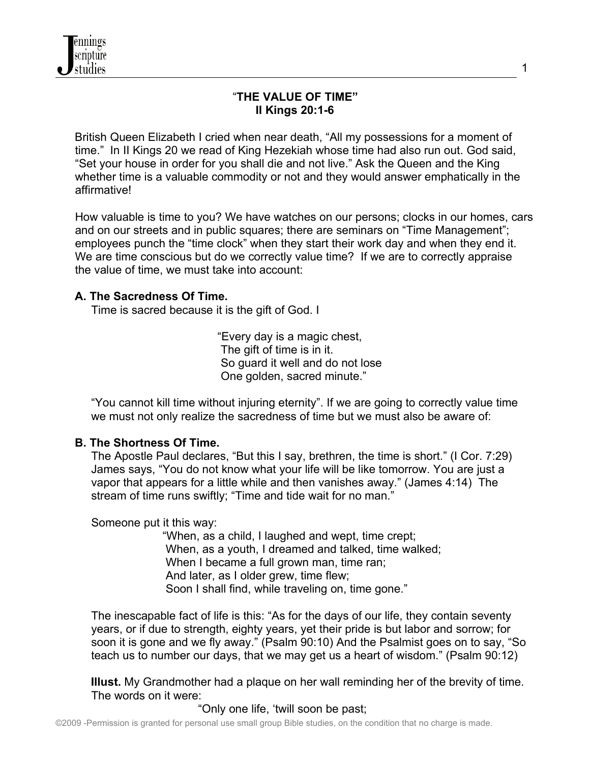# "THE VALUE OF TIME"
## II Kings 20:1-6

British Queen Elizabeth I cried when near death, "All my possessions for a moment of time." In II Kings 20 we read of King Hezekiah whose time had also run out. God said, "Set your house in order for you shall die and not live." Ask the Queen and the King whether time is a valuable commodity or not and they would answer emphatically in the affirmative!

How valuable is time to you? We have watches on our persons; clocks in our homes, cars and on our streets and in public squares; there are seminars on "Time Management"; employees punch the "time clock" when they start their work day and when they end it. We are time conscious but do we correctly value time? If we are to correctly appraise the value of time, we must take into account:

### A. The Sacredness Of Time.

Time is sacred because it is the gift of God. I

> "Every day is a magic chest,
> The gift of time is in it.
> So guard it well and do not lose
> One golden, sacred minute."

"You cannot kill time without injuring eternity". If we are going to correctly value time we must not only realize the sacredness of time but we must also be aware of:

### B. The Shortness Of Time.

The Apostle Paul declares, "But this I say, brethren, the time is short." (I Cor. 7:29) James says, "You do not know what your life will be like tomorrow. You are just a vapor that appears for a little while and then vanishes away." (James 4:14) The stream of time runs swiftly; "Time and tide wait for no man."

Someone put it this way:

> "When, as a child, I laughed and wept, time crept;
> When, as a youth, I dreamed and talked, time walked;
> When I became a full grown man, time ran;
> And later, as I older grew, time flew;
> Soon I shall find, while traveling on, time gone."

The inescapable fact of life is this: "As for the days of our life, they contain seventy years, or if due to strength, eighty years, yet their pride is but labor and sorrow; for soon it is gone and we fly away." (Psalm 90:10) And the Psalmist goes on to say, "So teach us to number our days, that we may get us a heart of wisdom." (Psalm 90:12)

**Illust.** My Grandmother had a plaque on her wall reminding her of the brevity of time. The words on it were:

> "Only one life, 'twill soon be past;

©2009 -Permission is granted for personal use small group Bible studies, on the condition that no charge is made.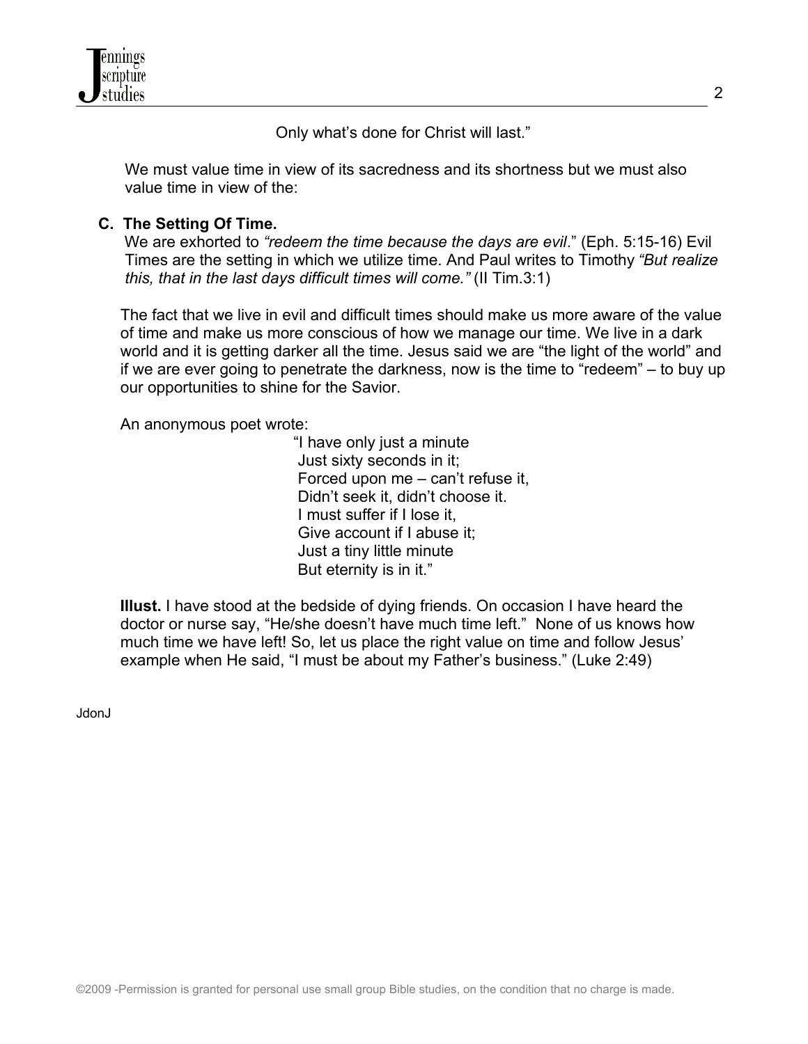Only what's done for Christ will last."

We must value time in view of its sacredness and its shortness but we must also value time in view of the:

### C. The Setting Of Time.

We are exhorted to *"redeem the time because the days are evil*." (Eph. 5:15-16) Evil Times are the setting in which we utilize time. And Paul writes to Timothy *"But realize this, that in the last days difficult times will come."* (II Tim.3:1)

The fact that we live in evil and difficult times should make us more aware of the value of time and make us more conscious of how we manage our time. We live in a dark world and it is getting darker all the time. Jesus said we are "the light of the world" and if we are ever going to penetrate the darkness, now is the time to "redeem" – to buy up our opportunities to shine for the Savior.

An anonymous poet wrote:

"I have only just a minute
Just sixty seconds in it;
Forced upon me – can't refuse it,
Didn't seek it, didn't choose it.
I must suffer if I lose it,
Give account if I abuse it;
Just a tiny little minute
But eternity is in it."

**Illust.** I have stood at the bedside of dying friends. On occasion I have heard the doctor or nurse say, "He/she doesn't have much time left." None of us knows how much time we have left! So, let us place the right value on time and follow Jesus' example when He said, "I must be about my Father's business." (Luke 2:49)

JdonJ

©2009 -Permission is granted for personal use small group Bible studies, on the condition that no charge is made.